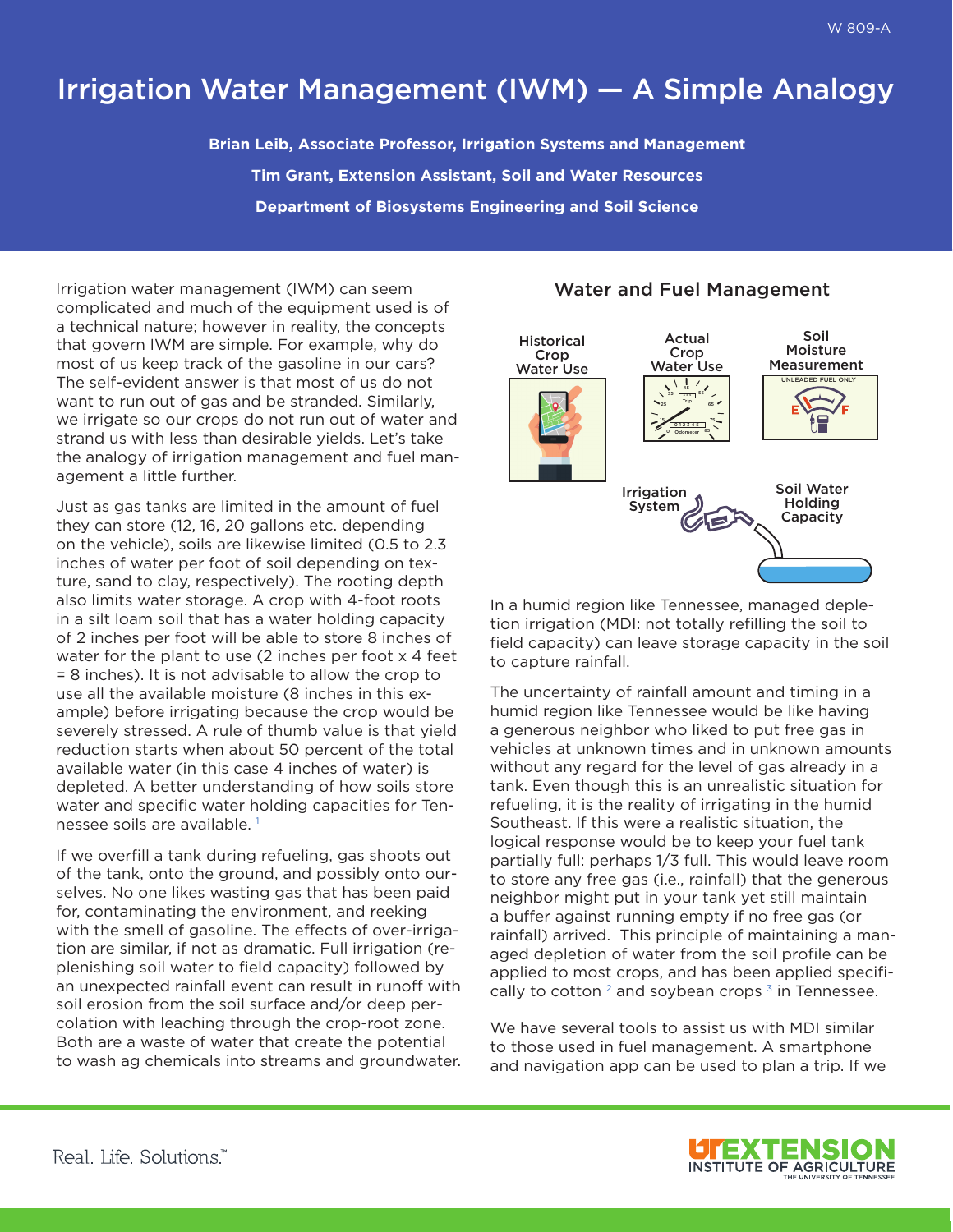# Irrigation Water Management (IWM) — A Simple Analogy

**Brian Leib, Associate Professor, Irrigation Systems and Management**

**Tim Grant, Extension Assistant, Soil and Water Resources**

**Department of Biosystems Engineering and Soil Science**

Irrigation water management (IWM) can seem complicated and much of the equipment used is of a technical nature; however in reality, the concepts that govern IWM are simple. For example, why do most of us keep track of the gasoline in our cars? The self-evident answer is that most of us do not want to run out of gas and be stranded. Similarly, we irrigate so our crops do not run out of water and strand us with less than desirable yields. Let's take the analogy of irrigation management and fuel management a little further.

Just as gas tanks are limited in the amount of fuel they can store (12, 16, 20 gallons etc. depending on the vehicle), soils are likewise limited (0.5 to 2.3 inches of water per foot of soil depending on texture, sand to clay, respectively). The rooting depth also limits water storage. A crop with 4-foot roots in a silt loam soil that has a water holding capacity of 2 inches per foot will be able to store 8 inches of water for the plant to use (2 inches per foot x 4 feet = 8 inches). It is not advisable to allow the crop to use all the available moisture (8 inches in this example) before irrigating because the crop would be severely stressed. A rule of thumb value is that yield reduction starts when about 50 percent of the total available water (in this case 4 inches of water) is depleted. A better understanding of how soils store water and specific water holding capacities for Tennessee soils are available. [1]

If we overfill a tank during refueling, gas shoots out of the tank, onto the ground, and possibly onto ourselves. No one likes wasting gas that has been paid for, contaminating the environment, and reeking with the smell of gasoline. The effects of over-irrigation are similar, if not as dramatic. Full irrigation (replenishing soil water to field capacity) followed by an unexpected rainfall event can result in runoff with soil erosion from the soil surface and/or deep percolation with leaching through the crop-root zone. Both are a waste of water that create the potential to wash ag chemicals into streams and groundwater.

## Water and Fuel Management

Historical Crop Water Use — Actual Crop Water Use — Soil Moisture Measurement — Irrigation System — Soil Water Holding Capacity

In a humid region like Tennessee, managed depletion irrigation (MDI: not totally refilling the soil to field capacity) can leave storage capacity in the soil to capture rainfall.

The uncertainty of rainfall amount and timing in a humid region like Tennessee would be like having a generous neighbor who liked to put free gas in vehicles at unknown times and in unknown amounts without any regard for the level of gas already in a tank. Even though this is an unrealistic situation for refueling, it is the reality of irrigating in the humid Southeast. If this were a realistic situation, the logical response would be to keep your fuel tank partially full: perhaps 1/3 full. This would leave room to store any free gas (i.e., rainfall) that the generous neighbor might put in your tank yet still maintain a buffer against running empty if no free gas (or rainfall) arrived. This principle of maintaining a managed depletion of water from the soil profile can be applied to most crops, and has been applied specifically to cotton [2] and soybean crops [3] in Tennessee.

We have several tools to assist us with MDI similar to those used in fuel management. A smartphone and navigation app can be used to plan a trip. If we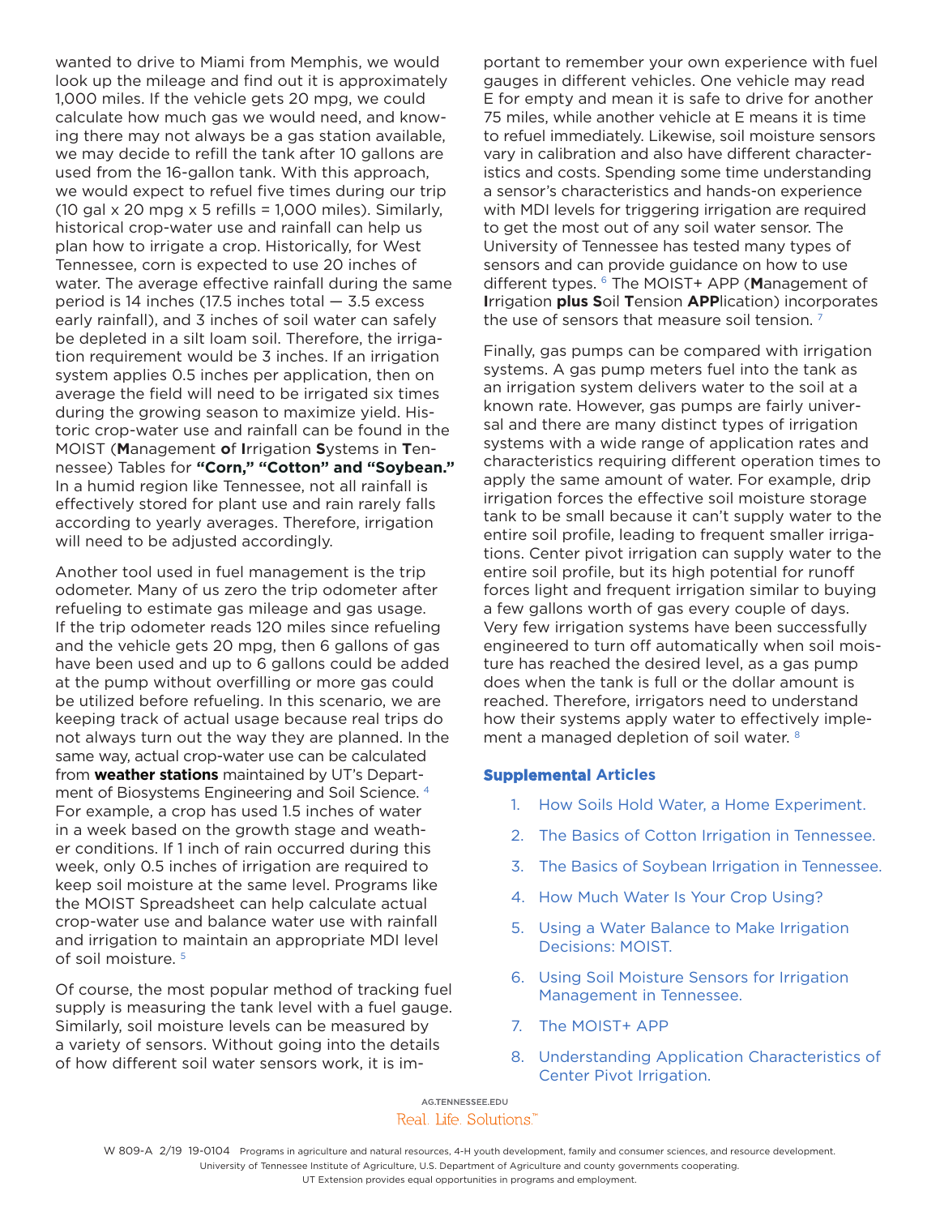wanted to drive to Miami from Memphis, we would look up the mileage and find out it is approximately 1,000 miles. If the vehicle gets 20 mpg, we could calculate how much gas we would need, and knowing there may not always be a gas station available, we may decide to refill the tank after 10 gallons are used from the 16-gallon tank. With this approach, we would expect to refuel five times during our trip (10 gal x 20 mpg x 5 refills = 1,000 miles). Similarly, historical crop-water use and rainfall can help us plan how to irrigate a crop. Historically, for West Tennessee, corn is expected to use 20 inches of water. The average effective rainfall during the same period is 14 inches (17.5 inches total — 3.5 excess early rainfall), and 3 inches of soil water can safely be depleted in a silt loam soil. Therefore, the irrigation requirement would be 3 inches. If an irrigation system applies 0.5 inches per application, then on average the field will need to be irrigated six times during the growing season to maximize yield. Historic crop-water use and rainfall can be found in the MOIST (**M**anagement **o**f **I**rrigation **S**ystems in **T**ennessee) Tables for **"Corn," "Cotton" and "Soybean."** In a humid region like Tennessee, not all rainfall is effectively stored for plant use and rain rarely falls according to yearly averages. Therefore, irrigation will need to be adjusted accordingly.

Another tool used in fuel management is the trip odometer. Many of us zero the trip odometer after refueling to estimate gas mileage and gas usage. If the trip odometer reads 120 miles since refueling and the vehicle gets 20 mpg, then 6 gallons of gas have been used and up to 6 gallons could be added at the pump without overfilling or more gas could be utilized before refueling. In this scenario, we are keeping track of actual usage because real trips do not always turn out the way they are planned. In the same way, actual crop-water use can be calculated from **weather stations** maintained by UT's Department of Biosystems Engineering and Soil Science. [4] For example, a crop has used 1.5 inches of water in a week based on the growth stage and weather conditions. If 1 inch of rain occurred during this week, only 0.5 inches of irrigation are required to keep soil moisture at the same level. Programs like the MOIST Spreadsheet can help calculate actual crop-water use and balance water use with rainfall and irrigation to maintain an appropriate MDI level of soil moisture. [5]

Of course, the most popular method of tracking fuel supply is measuring the tank level with a fuel gauge. Similarly, soil moisture levels can be measured by a variety of sensors. Without going into the details of how different soil water sensors work, it is important to remember your own experience with fuel gauges in different vehicles. One vehicle may read E for empty and mean it is safe to drive for another 75 miles, while another vehicle at E means it is time to refuel immediately. Likewise, soil moisture sensors vary in calibration and also have different characteristics and costs. Spending some time understanding a sensor's characteristics and hands-on experience with MDI levels for triggering irrigation are required to get the most out of any soil water sensor. The University of Tennessee has tested many types of sensors and can provide guidance on how to use different types. [6] The MOIST+ APP (**M**anagement of **I**rrigation **plus S**oil **T**ension **APP**lication) incorporates the use of sensors that measure soil tension. [7]

Finally, gas pumps can be compared with irrigation systems. A gas pump meters fuel into the tank as an irrigation system delivers water to the soil at a known rate. However, gas pumps are fairly universal and there are many distinct types of irrigation systems with a wide range of application rates and characteristics requiring different operation times to apply the same amount of water. For example, drip irrigation forces the effective soil moisture storage tank to be small because it can't supply water to the entire soil profile, leading to frequent smaller irrigations. Center pivot irrigation can supply water to the entire soil profile, but its high potential for runoff forces light and frequent irrigation similar to buying a few gallons worth of gas every couple of days. Very few irrigation systems have been successfully engineered to turn off automatically when soil moisture has reached the desired level, as a gas pump does when the tank is full or the dollar amount is reached. Therefore, irrigators need to understand how their systems apply water to effectively implement a managed depletion of soil water. [8]

### Supplemental Articles

1. How Soils Hold Water, a Home Experiment.
2. The Basics of Cotton Irrigation in Tennessee.
3. The Basics of Soybean Irrigation in Tennessee.
4. How Much Water Is Your Crop Using?
5. Using a Water Balance to Make Irrigation Decisions: MOIST.
6. Using Soil Moisture Sensors for Irrigation Management in Tennessee.
7. The MOIST+ APP
8. Understanding Application Characteristics of Center Pivot Irrigation.

AG.TENNESSEE.EDU

Real. Life. Solutions.™

W 809-A 2/19 19-0104 Programs in agriculture and natural resources, 4-H youth development, family and consumer sciences, and resource development. University of Tennessee Institute of Agriculture, U.S. Department of Agriculture and county governments cooperating. UT Extension provides equal opportunities in programs and employment.